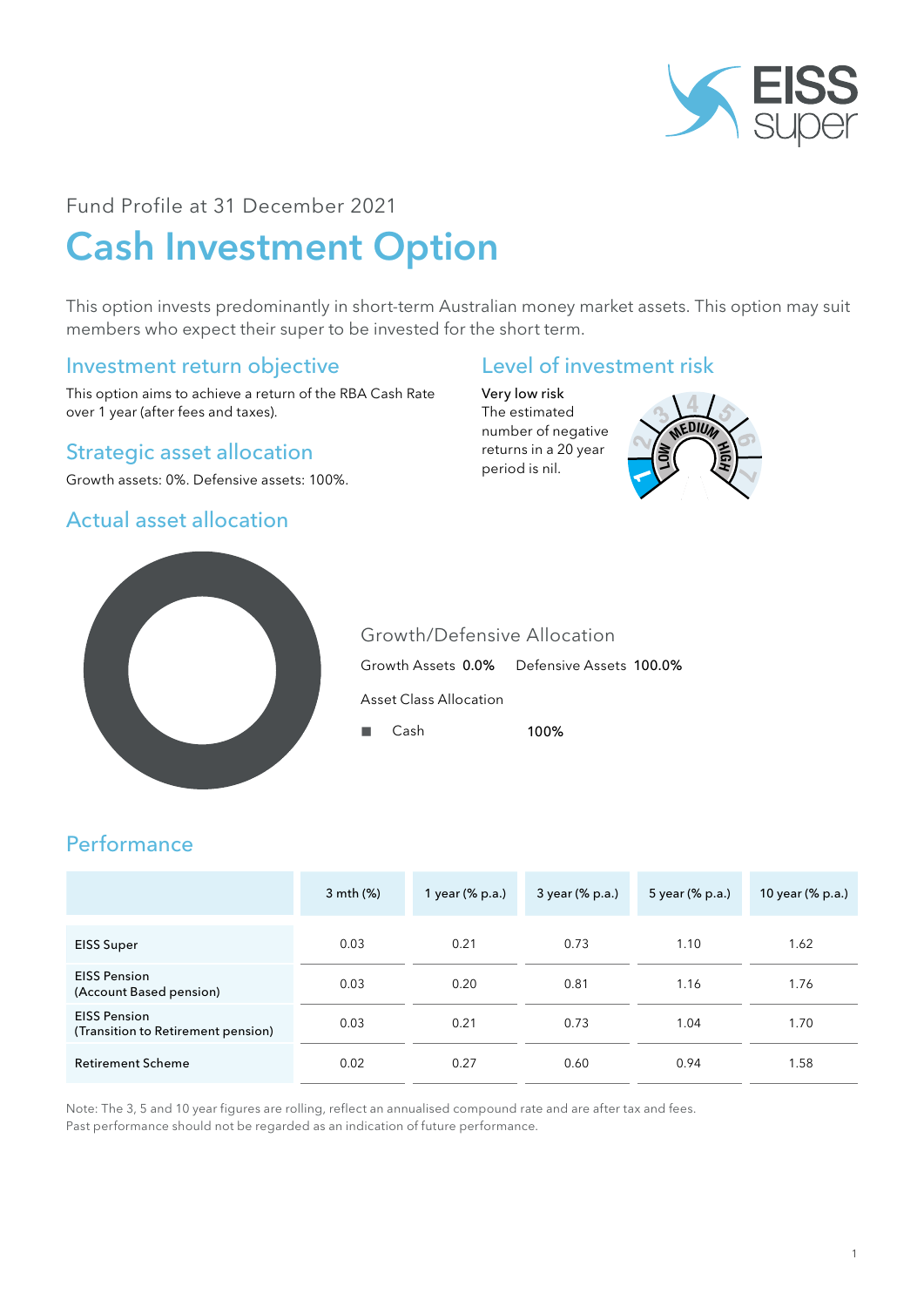Fund Profile at 31 December 2021

# Cash Investment Option

This option invests predominantly in short-term Australian money market assets. This option may suit members who expect their super to be invested for the short term.

## Investment return objective

This option aims to achieve a return of the RBA Cash Rate over 1 year (after fees and taxes).

## Strategic asset allocation

Growth assets: 0%. Defensive assets: 100%.

## Level of investment risk

Very low risk
The estimated number of negative returns in a 20 year period is nil.

## Actual asset allocation

### Growth/Defensive Allocation

Growth Assets **0.0%** Defensive Assets **100.0%**

Asset Class Allocation

| | |
|---|---|
| Cash | 100% |

## Performance

| | 3 mth (%) | 1 year (% p.a.) | 3 year (% p.a.) | 5 year (% p.a.) | 10 year (% p.a.) |
|---|---|---|---|---|---|
| EISS Super | 0.03 | 0.21 | 0.73 | 1.10 | 1.62 |
| EISS Pension (Account Based pension) | 0.03 | 0.20 | 0.81 | 1.16 | 1.76 |
| EISS Pension (Transition to Retirement pension) | 0.03 | 0.21 | 0.73 | 1.04 | 1.70 |
| Retirement Scheme | 0.02 | 0.27 | 0.60 | 0.94 | 1.58 |

Note: The 3, 5 and 10 year figures are rolling, reflect an annualised compound rate and are after tax and fees.
Past performance should not be regarded as an indication of future performance.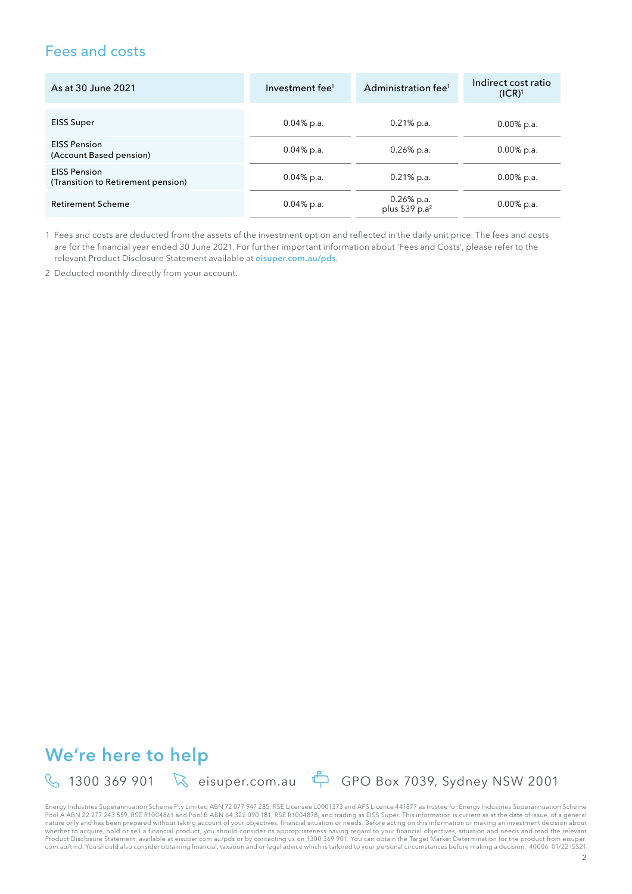## Fees and costs

| As at 30 June 2021 | Investment fee[1] | Administration fee[1] | Indirect cost ratio (ICR)[1] |
|---|---|---|---|
| EISS Super | 0.04% p.a. | 0.21% p.a. | 0.00% p.a. |
| EISS Pension (Account Based pension) | 0.04% p.a. | 0.26% p.a. | 0.00% p.a. |
| EISS Pension (Transition to Retirement pension) | 0.04% p.a. | 0.21% p.a. | 0.00% p.a. |
| Retirement Scheme | 0.04% p.a. | 0.26% p.a. plus $39 p.a[2] | 0.00% p.a. |

1 Fees and costs are deducted from the assets of the investment option and reflected in the daily unit price. The fees and costs are for the financial year ended 30 June 2021. For further important information about 'Fees and Costs', please refer to the relevant Product Disclosure Statement available at **eisuper.com.au/pds**.

2 Deducted monthly directly from your account.

## We're here to help

1300 369 901 eisuper.com.au GPO Box 7039, Sydney NSW 2001

Energy Industries Superannuation Scheme Pty Limited ABN 72 077 947 285, RSE Licensee L0001373 and AFS Licence 441877 as trustee for Energy Industries Superannuation Scheme Pool A ABN 22 277 243 559, RSE R1004861 and Pool B ABN 64 322 090 181, RSE R1004878, and trading as EISS Super. This information is current as at the date of issue, of a general nature only and has been prepared without taking account of your objectives, financial situation or needs. Before acting on this information or making an investment decision about whether to acquire, hold or sell a financial product, you should consider its appropriateness having regard to your financial objectives, situation and needs and read the relevant Product Disclosure Statement, available at eisuper.com.au/pds or by contacting us on 1300 369 901. You can obtain the Target Market Determination for the product from eisuper.com.au/tmd. You should also consider obtaining financial, taxation and or legal advice which is tailored to your personal circumstances before making a decision. 40006 01/22 ISS21